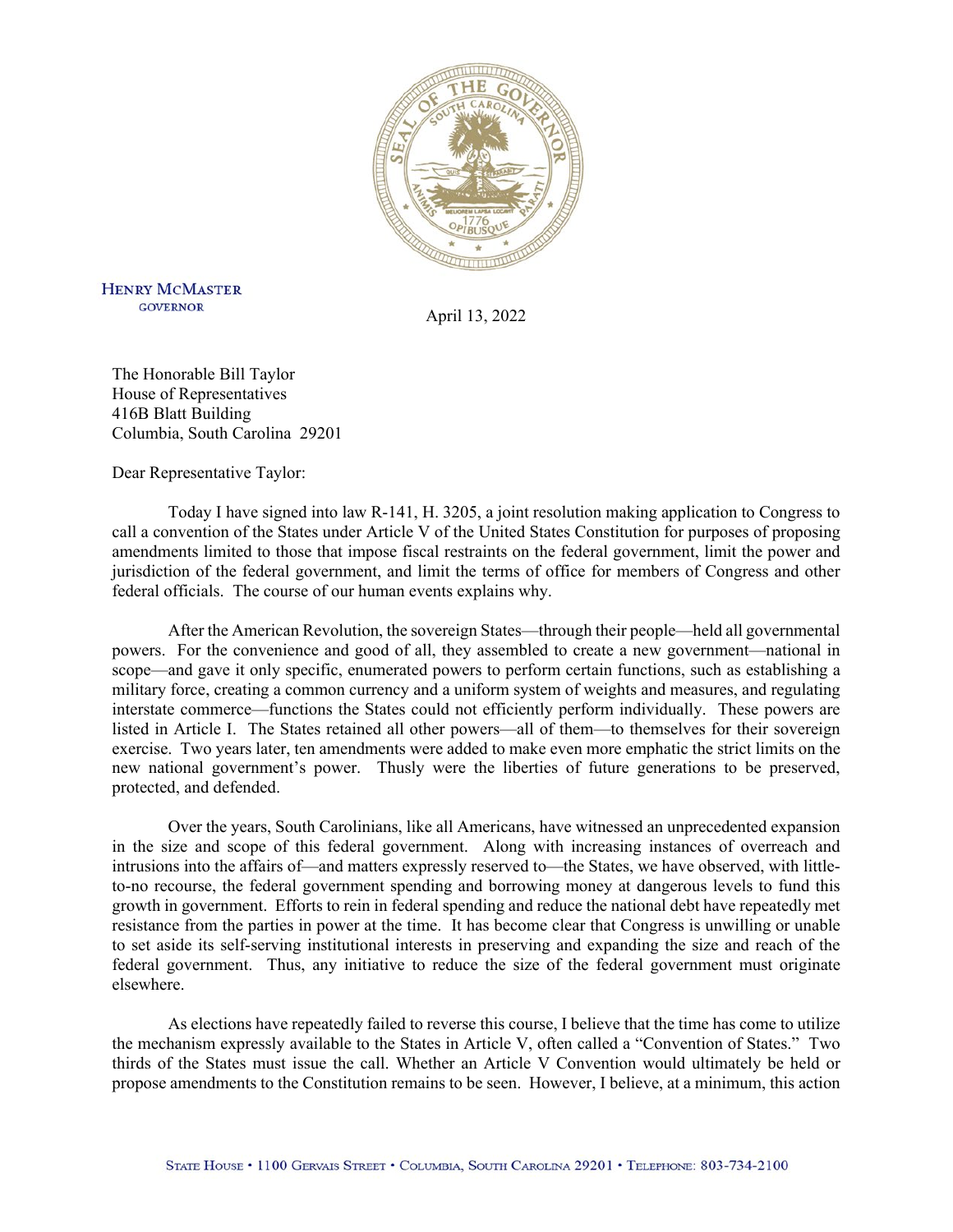HENRY MCMASTER
GOVERNOR

April 13, 2022

The Honorable Bill Taylor
House of Representatives
416B Blatt Building
Columbia, South Carolina 29201

Dear Representative Taylor:

Today I have signed into law R-141, H. 3205, a joint resolution making application to Congress to call a convention of the States under Article V of the United States Constitution for purposes of proposing amendments limited to those that impose fiscal restraints on the federal government, limit the power and jurisdiction of the federal government, and limit the terms of office for members of Congress and other federal officials. The course of our human events explains why.

After the American Revolution, the sovereign States—through their people—held all governmental powers. For the convenience and good of all, they assembled to create a new government—national in scope—and gave it only specific, enumerated powers to perform certain functions, such as establishing a military force, creating a common currency and a uniform system of weights and measures, and regulating interstate commerce—functions the States could not efficiently perform individually. These powers are listed in Article I. The States retained all other powers—all of them—to themselves for their sovereign exercise. Two years later, ten amendments were added to make even more emphatic the strict limits on the new national government's power. Thusly were the liberties of future generations to be preserved, protected, and defended.

Over the years, South Carolinians, like all Americans, have witnessed an unprecedented expansion in the size and scope of this federal government. Along with increasing instances of overreach and intrusions into the affairs of—and matters expressly reserved to—the States, we have observed, with little-to-no recourse, the federal government spending and borrowing money at dangerous levels to fund this growth in government. Efforts to rein in federal spending and reduce the national debt have repeatedly met resistance from the parties in power at the time. It has become clear that Congress is unwilling or unable to set aside its self-serving institutional interests in preserving and expanding the size and reach of the federal government. Thus, any initiative to reduce the size of the federal government must originate elsewhere.

As elections have repeatedly failed to reverse this course, I believe that the time has come to utilize the mechanism expressly available to the States in Article V, often called a "Convention of States." Two thirds of the States must issue the call. Whether an Article V Convention would ultimately be held or propose amendments to the Constitution remains to be seen. However, I believe, at a minimum, this action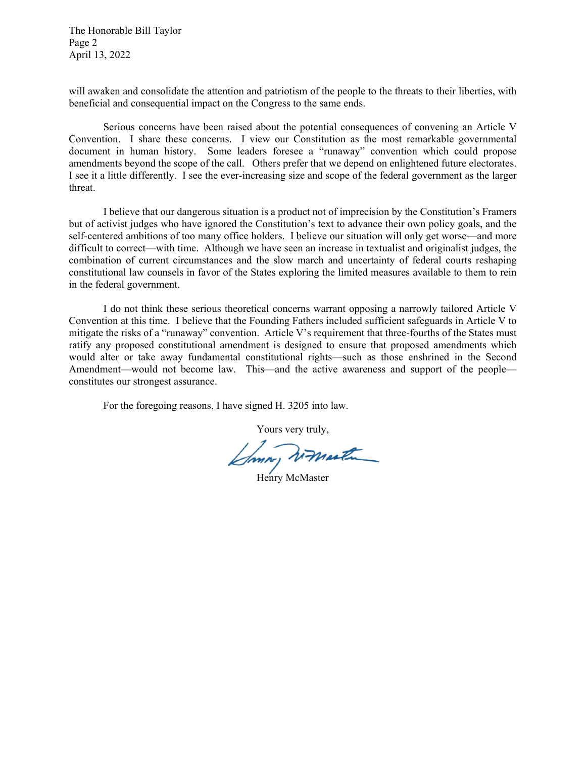will awaken and consolidate the attention and patriotism of the people to the threats to their liberties, with beneficial and consequential impact on the Congress to the same ends.

Serious concerns have been raised about the potential consequences of convening an Article V Convention. I share these concerns. I view our Constitution as the most remarkable governmental document in human history. Some leaders foresee a "runaway" convention which could propose amendments beyond the scope of the call. Others prefer that we depend on enlightened future electorates. I see it a little differently. I see the ever-increasing size and scope of the federal government as the larger threat.

I believe that our dangerous situation is a product not of imprecision by the Constitution's Framers but of activist judges who have ignored the Constitution's text to advance their own policy goals, and the self-centered ambitions of too many office holders. I believe our situation will only get worse—and more difficult to correct—with time. Although we have seen an increase in textualist and originalist judges, the combination of current circumstances and the slow march and uncertainty of federal courts reshaping constitutional law counsels in favor of the States exploring the limited measures available to them to rein in the federal government.

I do not think these serious theoretical concerns warrant opposing a narrowly tailored Article V Convention at this time. I believe that the Founding Fathers included sufficient safeguards in Article V to mitigate the risks of a "runaway" convention. Article V's requirement that three-fourths of the States must ratify any proposed constitutional amendment is designed to ensure that proposed amendments which would alter or take away fundamental constitutional rights—such as those enshrined in the Second Amendment—would not become law. This—and the active awareness and support of the people—constitutes our strongest assurance.

For the foregoing reasons, I have signed H. 3205 into law.

Yours very truly,

Henry McMaster